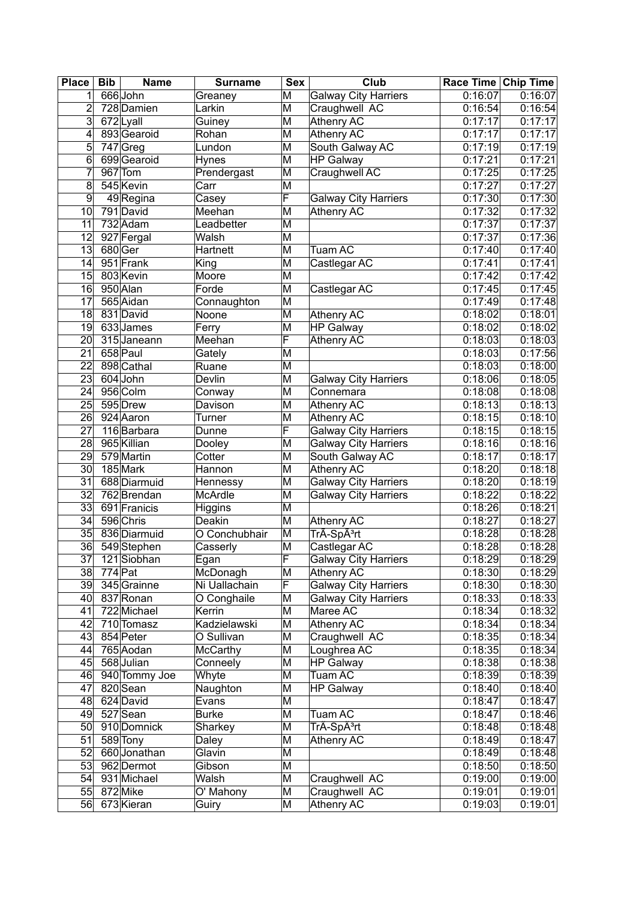| Place | Bib | Name | Surname | Sex | Club | Race Time | Chip Time |
|---|---|---|---|---|---|---|---|
| 1 | 666 | John | Greaney | M | Galway City Harriers | 0:16:07 | 0:16:07 |
| 2 | 728 | Damien | Larkin | M | Craughwell AC | 0:16:54 | 0:16:54 |
| 3 | 672 | Lyall | Guiney | M | Athenry AC | 0:17:17 | 0:17:17 |
| 4 | 893 | Gearoid | Rohan | M | Athenry AC | 0:17:17 | 0:17:17 |
| 5 | 747 | Greg | Lundon | M | South Galway AC | 0:17:19 | 0:17:19 |
| 6 | 699 | Gearoid | Hynes | M | HP Galway | 0:17:21 | 0:17:21 |
| 7 | 967 | Tom | Prendergast | M | Craughwell AC | 0:17:25 | 0:17:25 |
| 8 | 545 | Kevin | Carr | M | | 0:17:27 | 0:17:27 |
| 9 | 49 | Regina | Casey | F | Galway City Harriers | 0:17:30 | 0:17:30 |
| 10 | 791 | David | Meehan | M | Athenry AC | 0:17:32 | 0:17:32 |
| 11 | 732 | Adam | Leadbetter | M | | 0:17:37 | 0:17:37 |
| 12 | 927 | Fergal | Walsh | M | | 0:17:37 | 0:17:36 |
| 13 | 680 | Ger | Hartnett | M | Tuam AC | 0:17:40 | 0:17:40 |
| 14 | 951 | Frank | King | M | Castlegar AC | 0:17:41 | 0:17:41 |
| 15 | 803 | Kevin | Moore | M | | 0:17:42 | 0:17:42 |
| 16 | 950 | Alan | Forde | M | Castlegar AC | 0:17:45 | 0:17:45 |
| 17 | 565 | Aidan | Connaughton | M | | 0:17:49 | 0:17:48 |
| 18 | 831 | David | Noone | M | Athenry AC | 0:18:02 | 0:18:01 |
| 19 | 633 | James | Ferry | M | HP Galway | 0:18:02 | 0:18:02 |
| 20 | 315 | Janeann | Meehan | F | Athenry AC | 0:18:03 | 0:18:03 |
| 21 | 658 | Paul | Gately | M | | 0:18:03 | 0:17:56 |
| 22 | 898 | Cathal | Ruane | M | | 0:18:03 | 0:18:00 |
| 23 | 604 | John | Devlin | M | Galway City Harriers | 0:18:06 | 0:18:05 |
| 24 | 956 | Colm | Conway | M | Connemara | 0:18:08 | 0:18:08 |
| 25 | 595 | Drew | Davison | M | Athenry AC | 0:18:13 | 0:18:13 |
| 26 | 924 | Aaron | Turner | M | Athenry AC | 0:18:15 | 0:18:10 |
| 27 | 116 | Barbara | Dunne | F | Galway City Harriers | 0:18:15 | 0:18:15 |
| 28 | 965 | Killian | Dooley | M | Galway City Harriers | 0:18:16 | 0:18:16 |
| 29 | 579 | Martin | Cotter | M | South Galway AC | 0:18:17 | 0:18:17 |
| 30 | 185 | Mark | Hannon | M | Athenry AC | 0:18:20 | 0:18:18 |
| 31 | 688 | Diarmuid | Hennessy | M | Galway City Harriers | 0:18:20 | 0:18:19 |
| 32 | 762 | Brendan | McArdle | M | Galway City Harriers | 0:18:22 | 0:18:22 |
| 33 | 691 | Franicis | Higgins | M | | 0:18:26 | 0:18:21 |
| 34 | 596 | Chris | Deakin | M | Athenry AC | 0:18:27 | 0:18:27 |
| 35 | 836 | Diarmuid | O Conchubhair | M | TrÃ-SpÃ³rt | 0:18:28 | 0:18:28 |
| 36 | 549 | Stephen | Casserly | M | Castlegar AC | 0:18:28 | 0:18:28 |
| 37 | 121 | Siobhan | Egan | F | Galway City Harriers | 0:18:29 | 0:18:29 |
| 38 | 774 | Pat | McDonagh | M | Athenry AC | 0:18:30 | 0:18:29 |
| 39 | 345 | Grainne | Ni Uallachain | F | Galway City Harriers | 0:18:30 | 0:18:30 |
| 40 | 837 | Ronan | O Conghaile | M | Galway City Harriers | 0:18:33 | 0:18:33 |
| 41 | 722 | Michael | Kerrin | M | Maree AC | 0:18:34 | 0:18:32 |
| 42 | 710 | Tomasz | Kadzielawski | M | Athenry AC | 0:18:34 | 0:18:34 |
| 43 | 854 | Peter | O Sullivan | M | Craughwell AC | 0:18:35 | 0:18:34 |
| 44 | 765 | Aodan | McCarthy | M | Loughrea AC | 0:18:35 | 0:18:34 |
| 45 | 568 | Julian | Conneely | M | HP Galway | 0:18:38 | 0:18:38 |
| 46 | 940 | Tommy Joe | Whyte | M | Tuam AC | 0:18:39 | 0:18:39 |
| 47 | 820 | Sean | Naughton | M | HP Galway | 0:18:40 | 0:18:40 |
| 48 | 624 | David | Evans | M | | 0:18:47 | 0:18:47 |
| 49 | 527 | Sean | Burke | M | Tuam AC | 0:18:47 | 0:18:46 |
| 50 | 910 | Domnick | Sharkey | M | TrÃ-SpÃ³rt | 0:18:48 | 0:18:48 |
| 51 | 589 | Tony | Daley | M | Athenry AC | 0:18:49 | 0:18:47 |
| 52 | 660 | Jonathan | Glavin | M | | 0:18:49 | 0:18:48 |
| 53 | 962 | Dermot | Gibson | M | | 0:18:50 | 0:18:50 |
| 54 | 931 | Michael | Walsh | M | Craughwell AC | 0:19:00 | 0:19:00 |
| 55 | 872 | Mike | O' Mahony | M | Craughwell AC | 0:19:01 | 0:19:01 |
| 56 | 673 | Kieran | Guiry | M | Athenry AC | 0:19:03 | 0:19:01 |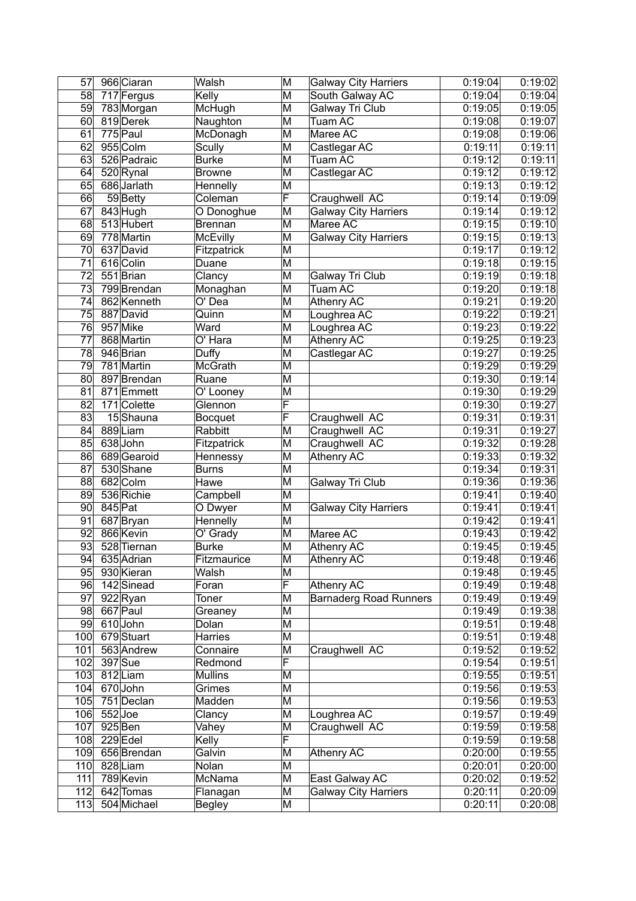| | | | | | | | |
|---|---|---|---|---|---|---|---|
| 57 | 966 | Ciaran | Walsh | M | Galway City Harriers | 0:19:04 | 0:19:02 |
| 58 | 717 | Fergus | Kelly | M | South Galway AC | 0:19:04 | 0:19:04 |
| 59 | 783 | Morgan | McHugh | M | Galway Tri Club | 0:19:05 | 0:19:05 |
| 60 | 819 | Derek | Naughton | M | Tuam AC | 0:19:08 | 0:19:07 |
| 61 | 775 | Paul | McDonagh | M | Maree AC | 0:19:08 | 0:19:06 |
| 62 | 955 | Colm | Scully | M | Castlegar AC | 0:19:11 | 0:19:11 |
| 63 | 526 | Padraic | Burke | M | Tuam AC | 0:19:12 | 0:19:11 |
| 64 | 520 | Rynal | Browne | M | Castlegar AC | 0:19:12 | 0:19:12 |
| 65 | 686 | Jarlath | Hennelly | M | | 0:19:13 | 0:19:12 |
| 66 | 59 | Betty | Coleman | F | Craughwell AC | 0:19:14 | 0:19:09 |
| 67 | 843 | Hugh | O Donoghue | M | Galway City Harriers | 0:19:14 | 0:19:12 |
| 68 | 513 | Hubert | Brennan | M | Maree AC | 0:19:15 | 0:19:10 |
| 69 | 778 | Martin | McEvilly | M | Galway City Harriers | 0:19:15 | 0:19:13 |
| 70 | 637 | David | Fitzpatrick | M | | 0:19:17 | 0:19:12 |
| 71 | 616 | Colin | Duane | M | | 0:19:18 | 0:19:15 |
| 72 | 551 | Brian | Clancy | M | Galway Tri Club | 0:19:19 | 0:19:18 |
| 73 | 799 | Brendan | Monaghan | M | Tuam AC | 0:19:20 | 0:19:18 |
| 74 | 862 | Kenneth | O' Dea | M | Athenry AC | 0:19:21 | 0:19:20 |
| 75 | 887 | David | Quinn | M | Loughrea AC | 0:19:22 | 0:19:21 |
| 76 | 957 | Mike | Ward | M | Loughrea AC | 0:19:23 | 0:19:22 |
| 77 | 868 | Martin | O' Hara | M | Athenry AC | 0:19:25 | 0:19:23 |
| 78 | 946 | Brian | Duffy | M | Castlegar AC | 0:19:27 | 0:19:25 |
| 79 | 781 | Martin | McGrath | M | | 0:19:29 | 0:19:29 |
| 80 | 897 | Brendan | Ruane | M | | 0:19:30 | 0:19:14 |
| 81 | 871 | Emmett | O' Looney | M | | 0:19:30 | 0:19:29 |
| 82 | 171 | Colette | Glennon | F | | 0:19:30 | 0:19:27 |
| 83 | 15 | Shauna | Bocquet | F | Craughwell AC | 0:19:31 | 0:19:31 |
| 84 | 889 | Liam | Rabbitt | M | Craughwell AC | 0:19:31 | 0:19:27 |
| 85 | 638 | John | Fitzpatrick | M | Craughwell AC | 0:19:32 | 0:19:28 |
| 86 | 689 | Gearoid | Hennessy | M | Athenry AC | 0:19:33 | 0:19:32 |
| 87 | 530 | Shane | Burns | M | | 0:19:34 | 0:19:31 |
| 88 | 682 | Colm | Hawe | M | Galway Tri Club | 0:19:36 | 0:19:36 |
| 89 | 536 | Richie | Campbell | M | | 0:19:41 | 0:19:40 |
| 90 | 845 | Pat | O Dwyer | M | Galway City Harriers | 0:19:41 | 0:19:41 |
| 91 | 687 | Bryan | Hennelly | M | | 0:19:42 | 0:19:41 |
| 92 | 866 | Kevin | O' Grady | M | Maree AC | 0:19:43 | 0:19:42 |
| 93 | 528 | Tiernan | Burke | M | Athenry AC | 0:19:45 | 0:19:45 |
| 94 | 635 | Adrian | Fitzmaurice | M | Athenry AC | 0:19:48 | 0:19:46 |
| 95 | 930 | Kieran | Walsh | M | | 0:19:48 | 0:19:45 |
| 96 | 142 | Sinead | Foran | F | Athenry AC | 0:19:49 | 0:19:48 |
| 97 | 922 | Ryan | Toner | M | Barnaderg Road Runners | 0:19:49 | 0:19:49 |
| 98 | 667 | Paul | Greaney | M | | 0:19:49 | 0:19:38 |
| 99 | 610 | John | Dolan | M | | 0:19:51 | 0:19:48 |
| 100 | 679 | Stuart | Harries | M | | 0:19:51 | 0:19:48 |
| 101 | 563 | Andrew | Connaire | M | Craughwell AC | 0:19:52 | 0:19:52 |
| 102 | 397 | Sue | Redmond | F | | 0:19:54 | 0:19:51 |
| 103 | 812 | Liam | Mullins | M | | 0:19:55 | 0:19:51 |
| 104 | 670 | John | Grimes | M | | 0:19:56 | 0:19:53 |
| 105 | 751 | Declan | Madden | M | | 0:19:56 | 0:19:53 |
| 106 | 552 | Joe | Clancy | M | Loughrea AC | 0:19:57 | 0:19:49 |
| 107 | 925 | Ben | Vahey | M | Craughwell AC | 0:19:59 | 0:19:58 |
| 108 | 229 | Edel | Kelly | F | | 0:19:59 | 0:19:58 |
| 109 | 656 | Brendan | Galvin | M | Athenry AC | 0:20:00 | 0:19:55 |
| 110 | 828 | Liam | Nolan | M | | 0:20:01 | 0:20:00 |
| 111 | 789 | Kevin | McNama | M | East Galway AC | 0:20:02 | 0:19:52 |
| 112 | 642 | Tomas | Flanagan | M | Galway City Harriers | 0:20:11 | 0:20:09 |
| 113 | 504 | Michael | Begley | M | | 0:20:11 | 0:20:08 |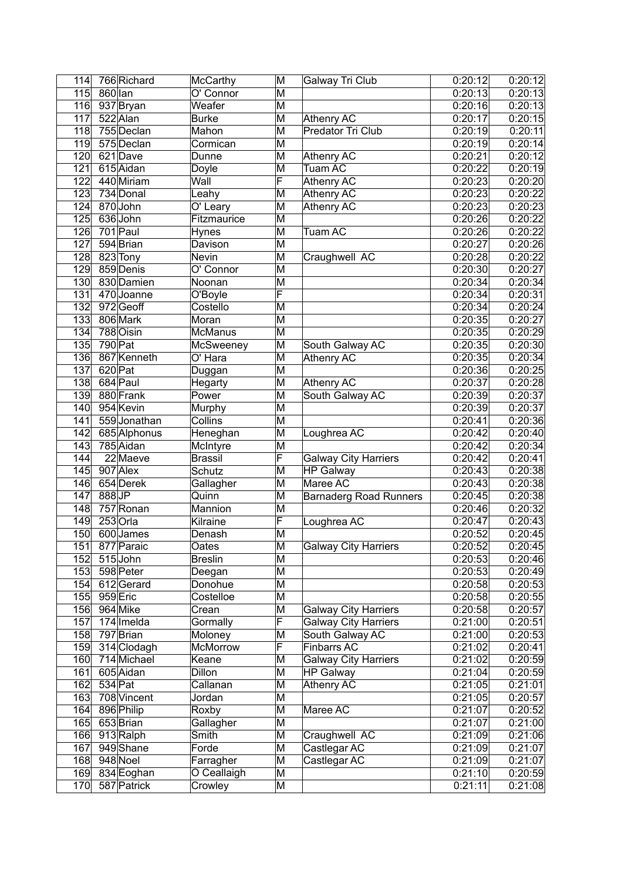| 114 | 766 | Richard | McCarthy | M | Galway Tri Club | 0:20:12 | 0:20:12 |
|---|---|---|---|---|---|---|---|
| 115 | 860 | Ian | O' Connor | M | | 0:20:13 | 0:20:13 |
| 116 | 937 | Bryan | Weafer | M | | 0:20:16 | 0:20:13 |
| 117 | 522 | Alan | Burke | M | Athenry AC | 0:20:17 | 0:20:15 |
| 118 | 755 | Declan | Mahon | M | Predator Tri Club | 0:20:19 | 0:20:11 |
| 119 | 575 | Declan | Cormican | M | | 0:20:19 | 0:20:14 |
| 120 | 621 | Dave | Dunne | M | Athenry AC | 0:20:21 | 0:20:12 |
| 121 | 615 | Aidan | Doyle | M | Tuam AC | 0:20:22 | 0:20:19 |
| 122 | 440 | Miriam | Wall | F | Athenry AC | 0:20:23 | 0:20:20 |
| 123 | 734 | Donal | Leahy | M | Athenry AC | 0:20:23 | 0:20:22 |
| 124 | 870 | John | O' Leary | M | Athenry AC | 0:20:23 | 0:20:23 |
| 125 | 636 | John | Fitzmaurice | M | | 0:20:26 | 0:20:22 |
| 126 | 701 | Paul | Hynes | M | Tuam AC | 0:20:26 | 0:20:22 |
| 127 | 594 | Brian | Davison | M | | 0:20:27 | 0:20:26 |
| 128 | 823 | Tony | Nevin | M | Craughwell AC | 0:20:28 | 0:20:22 |
| 129 | 859 | Denis | O' Connor | M | | 0:20:30 | 0:20:27 |
| 130 | 830 | Damien | Noonan | M | | 0:20:34 | 0:20:34 |
| 131 | 470 | Joanne | O'Boyle | F | | 0:20:34 | 0:20:31 |
| 132 | 972 | Geoff | Costello | M | | 0:20:34 | 0:20:24 |
| 133 | 806 | Mark | Moran | M | | 0:20:35 | 0:20:27 |
| 134 | 788 | Oisin | McManus | M | | 0:20:35 | 0:20:29 |
| 135 | 790 | Pat | McSweeney | M | South Galway AC | 0:20:35 | 0:20:30 |
| 136 | 867 | Kenneth | O' Hara | M | Athenry AC | 0:20:35 | 0:20:34 |
| 137 | 620 | Pat | Duggan | M | | 0:20:36 | 0:20:25 |
| 138 | 684 | Paul | Hegarty | M | Athenry AC | 0:20:37 | 0:20:28 |
| 139 | 880 | Frank | Power | M | South Galway AC | 0:20:39 | 0:20:37 |
| 140 | 954 | Kevin | Murphy | M | | 0:20:39 | 0:20:37 |
| 141 | 559 | Jonathan | Collins | M | | 0:20:41 | 0:20:36 |
| 142 | 685 | Alphonus | Heneghan | M | Loughrea AC | 0:20:42 | 0:20:40 |
| 143 | 785 | Aidan | McIntyre | M | | 0:20:42 | 0:20:34 |
| 144 | 22 | Maeve | Brassil | F | Galway City Harriers | 0:20:42 | 0:20:41 |
| 145 | 907 | Alex | Schutz | M | HP Galway | 0:20:43 | 0:20:38 |
| 146 | 654 | Derek | Gallagher | M | Maree AC | 0:20:43 | 0:20:38 |
| 147 | 888 | JP | Quinn | M | Barnaderg Road Runners | 0:20:45 | 0:20:38 |
| 148 | 757 | Ronan | Mannion | M | | 0:20:46 | 0:20:32 |
| 149 | 253 | Orla | Kilraine | F | Loughrea AC | 0:20:47 | 0:20:43 |
| 150 | 600 | James | Denash | M | | 0:20:52 | 0:20:45 |
| 151 | 877 | Paraic | Oates | M | Galway City Harriers | 0:20:52 | 0:20:45 |
| 152 | 515 | John | Breslin | M | | 0:20:53 | 0:20:46 |
| 153 | 598 | Peter | Deegan | M | | 0:20:53 | 0:20:49 |
| 154 | 612 | Gerard | Donohue | M | | 0:20:58 | 0:20:53 |
| 155 | 959 | Eric | Costelloe | M | | 0:20:58 | 0:20:55 |
| 156 | 964 | Mike | Crean | M | Galway City Harriers | 0:20:58 | 0:20:57 |
| 157 | 174 | Imelda | Gormally | F | Galway City Harriers | 0:21:00 | 0:20:51 |
| 158 | 797 | Brian | Moloney | M | South Galway AC | 0:21:00 | 0:20:53 |
| 159 | 314 | Clodagh | McMorrow | F | Finbarrs AC | 0:21:02 | 0:20:41 |
| 160 | 714 | Michael | Keane | M | Galway City Harriers | 0:21:02 | 0:20:59 |
| 161 | 605 | Aidan | Dillon | M | HP Galway | 0:21:04 | 0:20:59 |
| 162 | 534 | Pat | Callanan | M | Athenry AC | 0:21:05 | 0:21:01 |
| 163 | 708 | Vincent | Jordan | M | | 0:21:05 | 0:20:57 |
| 164 | 896 | Philip | Roxby | M | Maree AC | 0:21:07 | 0:20:52 |
| 165 | 653 | Brian | Gallagher | M | | 0:21:07 | 0:21:00 |
| 166 | 913 | Ralph | Smith | M | Craughwell AC | 0:21:09 | 0:21:06 |
| 167 | 949 | Shane | Forde | M | Castlegar AC | 0:21:09 | 0:21:07 |
| 168 | 948 | Noel | Farragher | M | Castlegar AC | 0:21:09 | 0:21:07 |
| 169 | 834 | Eoghan | O Ceallaigh | M | | 0:21:10 | 0:20:59 |
| 170 | 587 | Patrick | Crowley | M | | 0:21:11 | 0:21:08 |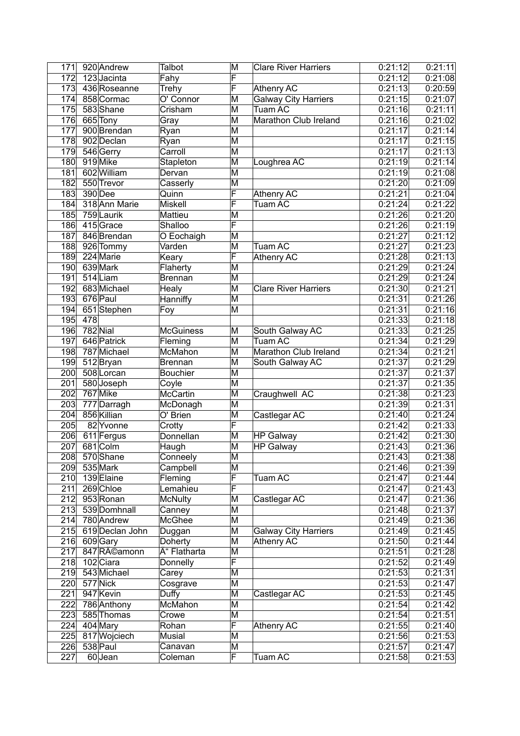| 171 | 920 | Andrew | Talbot | M | Clare River Harriers | 0:21:12 | 0:21:11 |
|---|---|---|---|---|---|---|---|
| 172 | 123 | Jacinta | Fahy | F | | 0:21:12 | 0:21:08 |
| 173 | 436 | Roseanne | Trehy | F | Athenry AC | 0:21:13 | 0:20:59 |
| 174 | 858 | Cormac | O' Connor | M | Galway City Harriers | 0:21:15 | 0:21:07 |
| 175 | 583 | Shane | Crisham | M | Tuam AC | 0:21:16 | 0:21:11 |
| 176 | 665 | Tony | Gray | M | Marathon Club Ireland | 0:21:16 | 0:21:02 |
| 177 | 900 | Brendan | Ryan | M | | 0:21:17 | 0:21:14 |
| 178 | 902 | Declan | Ryan | M | | 0:21:17 | 0:21:15 |
| 179 | 546 | Gerry | Carroll | M | | 0:21:17 | 0:21:13 |
| 180 | 919 | Mike | Stapleton | M | Loughrea AC | 0:21:19 | 0:21:14 |
| 181 | 602 | William | Dervan | M | | 0:21:19 | 0:21:08 |
| 182 | 550 | Trevor | Casserly | M | | 0:21:20 | 0:21:09 |
| 183 | 390 | Dee | Quinn | F | Athenry AC | 0:21:21 | 0:21:04 |
| 184 | 318 | Ann Marie | Miskell | F | Tuam AC | 0:21:24 | 0:21:22 |
| 185 | 759 | Laurik | Mattieu | M | | 0:21:26 | 0:21:20 |
| 186 | 415 | Grace | Shalloo | F | | 0:21:26 | 0:21:19 |
| 187 | 846 | Brendan | O Eochaigh | M | | 0:21:27 | 0:21:12 |
| 188 | 926 | Tommy | Varden | M | Tuam AC | 0:21:27 | 0:21:23 |
| 189 | 224 | Marie | Keary | F | Athenry AC | 0:21:28 | 0:21:13 |
| 190 | 639 | Mark | Flaherty | M | | 0:21:29 | 0:21:24 |
| 191 | 514 | Liam | Brennan | M | | 0:21:29 | 0:21:24 |
| 192 | 683 | Michael | Healy | M | Clare River Harriers | 0:21:30 | 0:21:21 |
| 193 | 676 | Paul | Hanniffy | M | | 0:21:31 | 0:21:26 |
| 194 | 651 | Stephen | Foy | M | | 0:21:31 | 0:21:16 |
| 195 | 478 | | | | | 0:21:33 | 0:21:18 |
| 196 | 782 | Nial | McGuiness | M | South Galway AC | 0:21:33 | 0:21:25 |
| 197 | 646 | Patrick | Fleming | M | Tuam AC | 0:21:34 | 0:21:29 |
| 198 | 787 | Michael | McMahon | M | Marathon Club Ireland | 0:21:34 | 0:21:21 |
| 199 | 512 | Bryan | Brennan | M | South Galway AC | 0:21:37 | 0:21:29 |
| 200 | 508 | Lorcan | Bouchier | M | | 0:21:37 | 0:21:37 |
| 201 | 580 | Joseph | Coyle | M | | 0:21:37 | 0:21:35 |
| 202 | 767 | Mike | McCartin | M | Craughwell AC | 0:21:38 | 0:21:23 |
| 203 | 777 | Darragh | McDonagh | M | | 0:21:39 | 0:21:31 |
| 204 | 856 | Killian | O' Brien | M | Castlegar AC | 0:21:40 | 0:21:24 |
| 205 | 82 | Yvonne | Crotty | F | | 0:21:42 | 0:21:33 |
| 206 | 611 | Fergus | Donnellan | M | HP Galway | 0:21:42 | 0:21:30 |
| 207 | 681 | Colm | Haugh | M | HP Galway | 0:21:43 | 0:21:36 |
| 208 | 570 | Shane | Conneely | M | | 0:21:43 | 0:21:38 |
| 209 | 535 | Mark | Campbell | M | | 0:21:46 | 0:21:39 |
| 210 | 139 | Elaine | Fleming | F | Tuam AC | 0:21:47 | 0:21:44 |
| 211 | 269 | Chloe | Lemahieu | F | | 0:21:47 | 0:21:43 |
| 212 | 953 | Ronan | McNulty | M | Castlegar AC | 0:21:47 | 0:21:36 |
| 213 | 539 | Domhnall | Canney | M | | 0:21:48 | 0:21:37 |
| 214 | 780 | Andrew | McGhee | M | | 0:21:49 | 0:21:36 |
| 215 | 619 | Declan John | Duggan | M | Galway City Harriers | 0:21:49 | 0:21:45 |
| 216 | 609 | Gary | Doherty | M | Athenry AC | 0:21:50 | 0:21:44 |
| 217 | 847 | RÃ©amonn | Ã“ Flatharta | M | | 0:21:51 | 0:21:28 |
| 218 | 102 | Ciara | Donnelly | F | | 0:21:52 | 0:21:49 |
| 219 | 543 | Michael | Carey | M | | 0:21:53 | 0:21:31 |
| 220 | 577 | Nick | Cosgrave | M | | 0:21:53 | 0:21:47 |
| 221 | 947 | Kevin | Duffy | M | Castlegar AC | 0:21:53 | 0:21:45 |
| 222 | 786 | Anthony | McMahon | M | | 0:21:54 | 0:21:42 |
| 223 | 585 | Thomas | Crowe | M | | 0:21:54 | 0:21:51 |
| 224 | 404 | Mary | Rohan | F | Athenry AC | 0:21:55 | 0:21:40 |
| 225 | 817 | Wojciech | Musial | M | | 0:21:56 | 0:21:53 |
| 226 | 538 | Paul | Canavan | M | | 0:21:57 | 0:21:47 |
| 227 | 60 | Jean | Coleman | F | Tuam AC | 0:21:58 | 0:21:53 |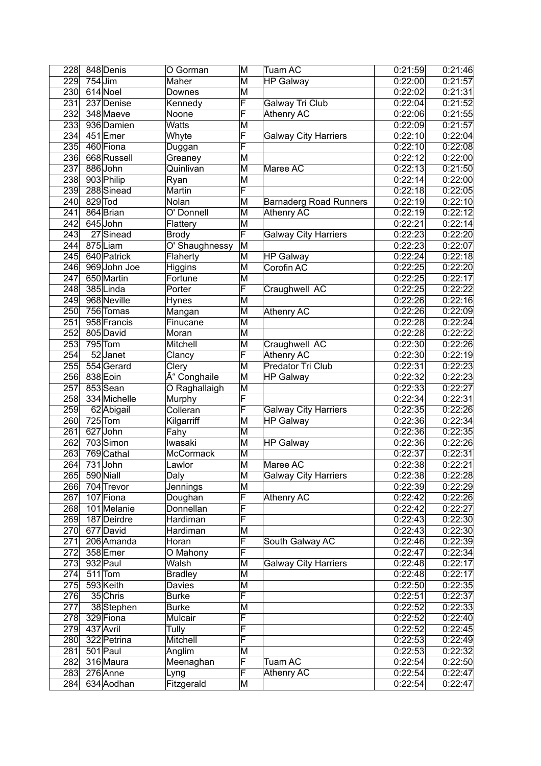| 228 | 848 | Denis | O Gorman | M | Tuam AC | 0:21:59 | 0:21:46 |
|---|---|---|---|---|---|---|---|
| 229 | 754 | Jim | Maher | M | HP Galway | 0:22:00 | 0:21:57 |
| 230 | 614 | Noel | Downes | M | | 0:22:02 | 0:21:31 |
| 231 | 237 | Denise | Kennedy | F | Galway Tri Club | 0:22:04 | 0:21:52 |
| 232 | 348 | Maeve | Noone | F | Athenry AC | 0:22:06 | 0:21:55 |
| 233 | 936 | Damien | Watts | M | | 0:22:09 | 0:21:57 |
| 234 | 451 | Emer | Whyte | F | Galway City Harriers | 0:22:10 | 0:22:04 |
| 235 | 460 | Fiona | Duggan | F | | 0:22:10 | 0:22:08 |
| 236 | 668 | Russell | Greaney | M | | 0:22:12 | 0:22:00 |
| 237 | 886 | John | Quinlivan | M | Maree AC | 0:22:13 | 0:21:50 |
| 238 | 903 | Philip | Ryan | M | | 0:22:14 | 0:22:00 |
| 239 | 288 | Sinead | Martin | F | | 0:22:18 | 0:22:05 |
| 240 | 829 | Tod | Nolan | M | Barnaderg Road Runners | 0:22:19 | 0:22:10 |
| 241 | 864 | Brian | O' Donnell | M | Athenry AC | 0:22:19 | 0:22:12 |
| 242 | 645 | John | Flattery | M | | 0:22:21 | 0:22:14 |
| 243 | 27 | Sinead | Brody | F | Galway City Harriers | 0:22:23 | 0:22:20 |
| 244 | 875 | Liam | O' Shaughnessy | M | | 0:22:23 | 0:22:07 |
| 245 | 640 | Patrick | Flaherty | M | HP Galway | 0:22:24 | 0:22:18 |
| 246 | 969 | John Joe | Higgins | M | Corofin AC | 0:22:25 | 0:22:20 |
| 247 | 650 | Martin | Fortune | M | | 0:22:25 | 0:22:17 |
| 248 | 385 | Linda | Porter | F | Craughwell AC | 0:22:25 | 0:22:22 |
| 249 | 968 | Neville | Hynes | M | | 0:22:26 | 0:22:16 |
| 250 | 756 | Tomas | Mangan | M | Athenry AC | 0:22:26 | 0:22:09 |
| 251 | 958 | Francis | Finucane | M | | 0:22:28 | 0:22:24 |
| 252 | 805 | David | Moran | M | | 0:22:28 | 0:22:22 |
| 253 | 795 | Tom | Mitchell | M | Craughwell AC | 0:22:30 | 0:22:26 |
| 254 | 52 | Janet | Clancy | F | Athenry AC | 0:22:30 | 0:22:19 |
| 255 | 554 | Gerard | Clery | M | Predator Tri Club | 0:22:31 | 0:22:23 |
| 256 | 838 | Eoin | Ã" Conghaile | M | HP Galway | 0:22:32 | 0:22:23 |
| 257 | 853 | Sean | O Raghallaigh | M | | 0:22:33 | 0:22:27 |
| 258 | 334 | Michelle | Murphy | F | | 0:22:34 | 0:22:31 |
| 259 | 62 | Abigail | Colleran | F | Galway City Harriers | 0:22:35 | 0:22:26 |
| 260 | 725 | Tom | Kilgarriff | M | HP Galway | 0:22:36 | 0:22:34 |
| 261 | 627 | John | Fahy | M | | 0:22:36 | 0:22:35 |
| 262 | 703 | Simon | Iwasaki | M | HP Galway | 0:22:36 | 0:22:26 |
| 263 | 769 | Cathal | McCormack | M | | 0:22:37 | 0:22:31 |
| 264 | 731 | John | Lawlor | M | Maree AC | 0:22:38 | 0:22:21 |
| 265 | 590 | Niall | Daly | M | Galway City Harriers | 0:22:38 | 0:22:28 |
| 266 | 704 | Trevor | Jennings | M | | 0:22:39 | 0:22:29 |
| 267 | 107 | Fiona | Doughan | F | Athenry AC | 0:22:42 | 0:22:26 |
| 268 | 101 | Melanie | Donnellan | F | | 0:22:42 | 0:22:27 |
| 269 | 187 | Deirdre | Hardiman | F | | 0:22:43 | 0:22:30 |
| 270 | 677 | David | Hardiman | M | | 0:22:43 | 0:22:30 |
| 271 | 206 | Amanda | Horan | F | South Galway AC | 0:22:46 | 0:22:39 |
| 272 | 358 | Emer | O Mahony | F | | 0:22:47 | 0:22:34 |
| 273 | 932 | Paul | Walsh | M | Galway City Harriers | 0:22:48 | 0:22:17 |
| 274 | 511 | Tom | Bradley | M | | 0:22:48 | 0:22:17 |
| 275 | 593 | Keith | Davies | M | | 0:22:50 | 0:22:35 |
| 276 | 35 | Chris | Burke | F | | 0:22:51 | 0:22:37 |
| 277 | 38 | Stephen | Burke | M | | 0:22:52 | 0:22:33 |
| 278 | 329 | Fiona | Mulcair | F | | 0:22:52 | 0:22:40 |
| 279 | 437 | Avril | Tully | F | | 0:22:52 | 0:22:45 |
| 280 | 322 | Petrina | Mitchell | F | | 0:22:53 | 0:22:49 |
| 281 | 501 | Paul | Anglim | M | | 0:22:53 | 0:22:32 |
| 282 | 316 | Maura | Meenaghan | F | Tuam AC | 0:22:54 | 0:22:50 |
| 283 | 276 | Anne | Lyng | F | Athenry AC | 0:22:54 | 0:22:47 |
| 284 | 634 | Aodhan | Fitzgerald | M | | 0:22:54 | 0:22:47 |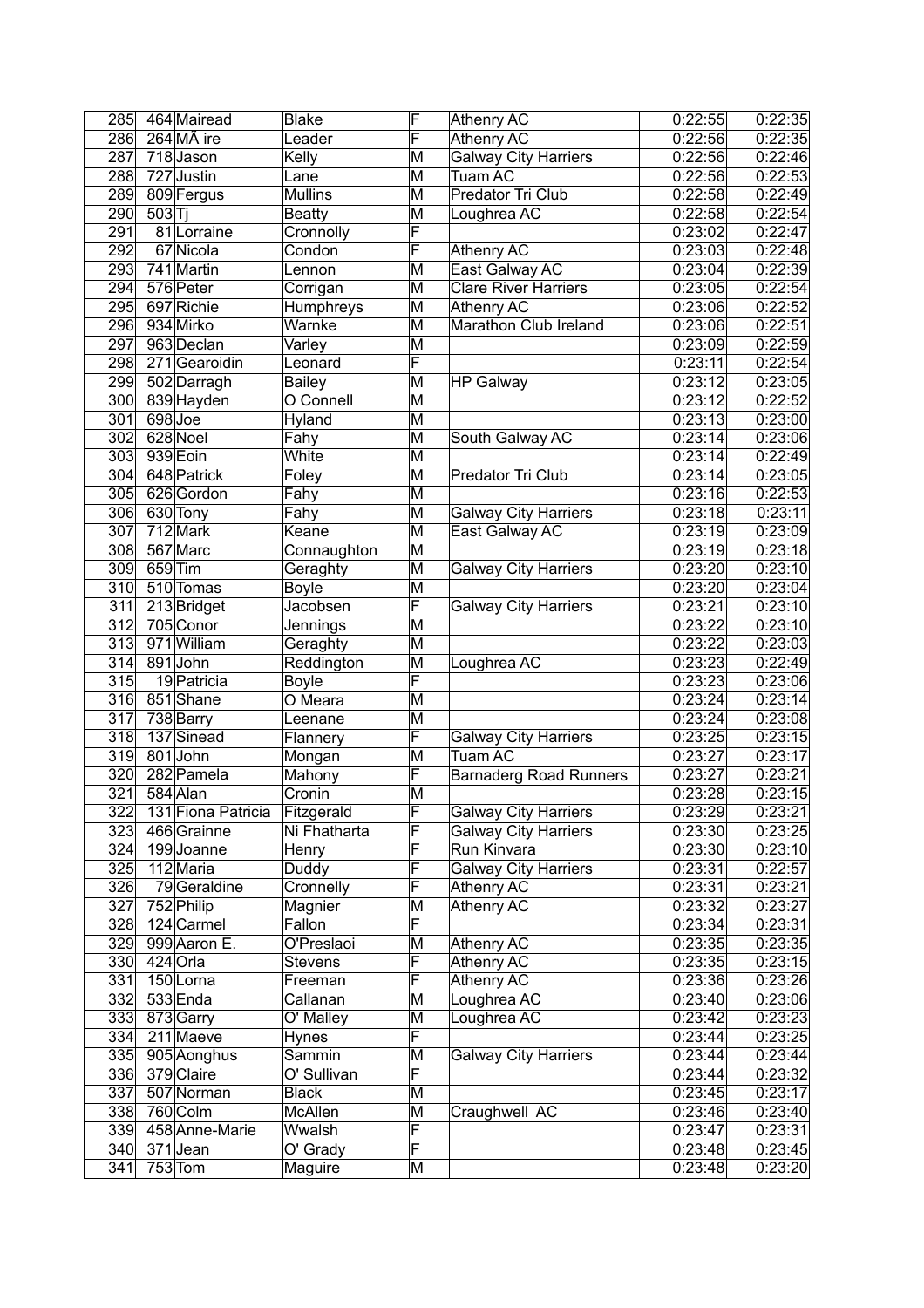| | | | | | | | |
|---|---|---|---|---|---|---|---|
| 285 | 464 | Mairead | Blake | F | Athenry AC | 0:22:55 | 0:22:35 |
| 286 | 264 | MÃ ire | Leader | F | Athenry AC | 0:22:56 | 0:22:35 |
| 287 | 718 | Jason | Kelly | M | Galway City Harriers | 0:22:56 | 0:22:46 |
| 288 | 727 | Justin | Lane | M | Tuam AC | 0:22:56 | 0:22:53 |
| 289 | 809 | Fergus | Mullins | M | Predator Tri Club | 0:22:58 | 0:22:49 |
| 290 | 503 | Tj | Beatty | M | Loughrea AC | 0:22:58 | 0:22:54 |
| 291 | 81 | Lorraine | Cronnolly | F | | 0:23:02 | 0:22:47 |
| 292 | 67 | Nicola | Condon | F | Athenry AC | 0:23:03 | 0:22:48 |
| 293 | 741 | Martin | Lennon | M | East Galway AC | 0:23:04 | 0:22:39 |
| 294 | 576 | Peter | Corrigan | M | Clare River Harriers | 0:23:05 | 0:22:54 |
| 295 | 697 | Richie | Humphreys | M | Athenry AC | 0:23:06 | 0:22:52 |
| 296 | 934 | Mirko | Warnke | M | Marathon Club Ireland | 0:23:06 | 0:22:51 |
| 297 | 963 | Declan | Varley | M | | 0:23:09 | 0:22:59 |
| 298 | 271 | Gearoidin | Leonard | F | | 0:23:11 | 0:22:54 |
| 299 | 502 | Darragh | Bailey | M | HP Galway | 0:23:12 | 0:23:05 |
| 300 | 839 | Hayden | O Connell | M | | 0:23:12 | 0:22:52 |
| 301 | 698 | Joe | Hyland | M | | 0:23:13 | 0:23:00 |
| 302 | 628 | Noel | Fahy | M | South Galway AC | 0:23:14 | 0:23:06 |
| 303 | 939 | Eoin | White | M | | 0:23:14 | 0:22:49 |
| 304 | 648 | Patrick | Foley | M | Predator Tri Club | 0:23:14 | 0:23:05 |
| 305 | 626 | Gordon | Fahy | M | | 0:23:16 | 0:22:53 |
| 306 | 630 | Tony | Fahy | M | Galway City Harriers | 0:23:18 | 0:23:11 |
| 307 | 712 | Mark | Keane | M | East Galway AC | 0:23:19 | 0:23:09 |
| 308 | 567 | Marc | Connaughton | M | | 0:23:19 | 0:23:18 |
| 309 | 659 | Tim | Geraghty | M | Galway City Harriers | 0:23:20 | 0:23:10 |
| 310 | 510 | Tomas | Boyle | M | | 0:23:20 | 0:23:04 |
| 311 | 213 | Bridget | Jacobsen | F | Galway City Harriers | 0:23:21 | 0:23:10 |
| 312 | 705 | Conor | Jennings | M | | 0:23:22 | 0:23:10 |
| 313 | 971 | William | Geraghty | M | | 0:23:22 | 0:23:03 |
| 314 | 891 | John | Reddington | M | Loughrea AC | 0:23:23 | 0:22:49 |
| 315 | 19 | Patricia | Boyle | F | | 0:23:23 | 0:23:06 |
| 316 | 851 | Shane | O Meara | M | | 0:23:24 | 0:23:14 |
| 317 | 738 | Barry | Leenane | M | | 0:23:24 | 0:23:08 |
| 318 | 137 | Sinead | Flannery | F | Galway City Harriers | 0:23:25 | 0:23:15 |
| 319 | 801 | John | Mongan | M | Tuam AC | 0:23:27 | 0:23:17 |
| 320 | 282 | Pamela | Mahony | F | Barnaderg Road Runners | 0:23:27 | 0:23:21 |
| 321 | 584 | Alan | Cronin | M | | 0:23:28 | 0:23:15 |
| 322 | 131 | Fiona Patricia | Fitzgerald | F | Galway City Harriers | 0:23:29 | 0:23:21 |
| 323 | 466 | Grainne | Ni Fhatharta | F | Galway City Harriers | 0:23:30 | 0:23:25 |
| 324 | 199 | Joanne | Henry | F | Run Kinvara | 0:23:30 | 0:23:10 |
| 325 | 112 | Maria | Duddy | F | Galway City Harriers | 0:23:31 | 0:22:57 |
| 326 | 79 | Geraldine | Cronnelly | F | Athenry AC | 0:23:31 | 0:23:21 |
| 327 | 752 | Philip | Magnier | M | Athenry AC | 0:23:32 | 0:23:27 |
| 328 | 124 | Carmel | Fallon | F | | 0:23:34 | 0:23:31 |
| 329 | 999 | Aaron E. | O'Preslaoi | M | Athenry AC | 0:23:35 | 0:23:35 |
| 330 | 424 | Orla | Stevens | F | Athenry AC | 0:23:35 | 0:23:15 |
| 331 | 150 | Lorna | Freeman | F | Athenry AC | 0:23:36 | 0:23:26 |
| 332 | 533 | Enda | Callanan | M | Loughrea AC | 0:23:40 | 0:23:06 |
| 333 | 873 | Garry | O' Malley | M | Loughrea AC | 0:23:42 | 0:23:23 |
| 334 | 211 | Maeve | Hynes | F | | 0:23:44 | 0:23:25 |
| 335 | 905 | Aonghus | Sammin | M | Galway City Harriers | 0:23:44 | 0:23:44 |
| 336 | 379 | Claire | O' Sullivan | F | | 0:23:44 | 0:23:32 |
| 337 | 507 | Norman | Black | M | | 0:23:45 | 0:23:17 |
| 338 | 760 | Colm | McAllen | M | Craughwell AC | 0:23:46 | 0:23:40 |
| 339 | 458 | Anne-Marie | Wwalsh | F | | 0:23:47 | 0:23:31 |
| 340 | 371 | Jean | O' Grady | F | | 0:23:48 | 0:23:45 |
| 341 | 753 | Tom | Maguire | M | | 0:23:48 | 0:23:20 |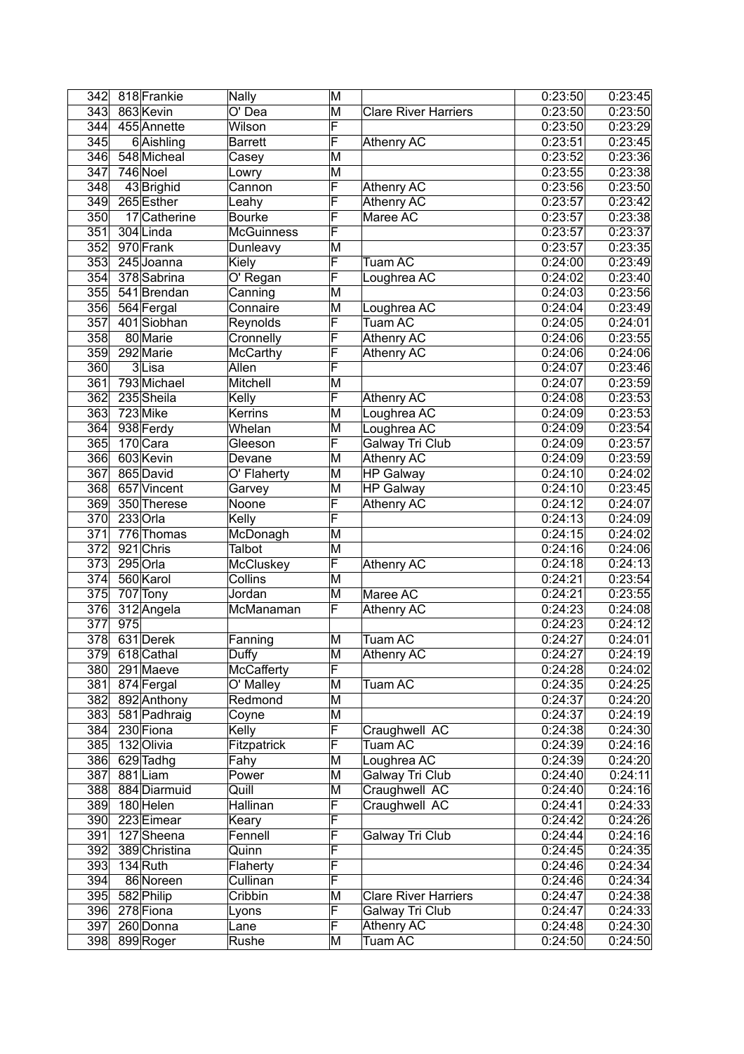| 342 | 818 | Frankie | Nally | M | | 0:23:50 | 0:23:45 |
|---|---|---|---|---|---|---|---|
| 343 | 863 | Kevin | O' Dea | M | Clare River Harriers | 0:23:50 | 0:23:50 |
| 344 | 455 | Annette | Wilson | F | | 0:23:50 | 0:23:29 |
| 345 | 6 | Aishling | Barrett | F | Athenry AC | 0:23:51 | 0:23:45 |
| 346 | 548 | Micheal | Casey | M | | 0:23:52 | 0:23:36 |
| 347 | 746 | Noel | Lowry | M | | 0:23:55 | 0:23:38 |
| 348 | 43 | Brighid | Cannon | F | Athenry AC | 0:23:56 | 0:23:50 |
| 349 | 265 | Esther | Leahy | F | Athenry AC | 0:23:57 | 0:23:42 |
| 350 | 17 | Catherine | Bourke | F | Maree AC | 0:23:57 | 0:23:38 |
| 351 | 304 | Linda | McGuinness | F | | 0:23:57 | 0:23:37 |
| 352 | 970 | Frank | Dunleavy | M | | 0:23:57 | 0:23:35 |
| 353 | 245 | Joanna | Kiely | F | Tuam AC | 0:24:00 | 0:23:49 |
| 354 | 378 | Sabrina | O' Regan | F | Loughrea AC | 0:24:02 | 0:23:40 |
| 355 | 541 | Brendan | Canning | M | | 0:24:03 | 0:23:56 |
| 356 | 564 | Fergal | Connaire | M | Loughrea AC | 0:24:04 | 0:23:49 |
| 357 | 401 | Siobhan | Reynolds | F | Tuam AC | 0:24:05 | 0:24:01 |
| 358 | 80 | Marie | Cronnelly | F | Athenry AC | 0:24:06 | 0:23:55 |
| 359 | 292 | Marie | McCarthy | F | Athenry AC | 0:24:06 | 0:24:06 |
| 360 | 3 | Lisa | Allen | F | | 0:24:07 | 0:23:46 |
| 361 | 793 | Michael | Mitchell | M | | 0:24:07 | 0:23:59 |
| 362 | 235 | Sheila | Kelly | F | Athenry AC | 0:24:08 | 0:23:53 |
| 363 | 723 | Mike | Kerrins | M | Loughrea AC | 0:24:09 | 0:23:53 |
| 364 | 938 | Ferdy | Whelan | M | Loughrea AC | 0:24:09 | 0:23:54 |
| 365 | 170 | Cara | Gleeson | F | Galway Tri Club | 0:24:09 | 0:23:57 |
| 366 | 603 | Kevin | Devane | M | Athenry AC | 0:24:09 | 0:23:59 |
| 367 | 865 | David | O' Flaherty | M | HP Galway | 0:24:10 | 0:24:02 |
| 368 | 657 | Vincent | Garvey | M | HP Galway | 0:24:10 | 0:23:45 |
| 369 | 350 | Therese | Noone | F | Athenry AC | 0:24:12 | 0:24:07 |
| 370 | 233 | Orla | Kelly | F | | 0:24:13 | 0:24:09 |
| 371 | 776 | Thomas | McDonagh | M | | 0:24:15 | 0:24:02 |
| 372 | 921 | Chris | Talbot | M | | 0:24:16 | 0:24:06 |
| 373 | 295 | Orla | McCluskey | F | Athenry AC | 0:24:18 | 0:24:13 |
| 374 | 560 | Karol | Collins | M | | 0:24:21 | 0:23:54 |
| 375 | 707 | Tony | Jordan | M | Maree AC | 0:24:21 | 0:23:55 |
| 376 | 312 | Angela | McManaman | F | Athenry AC | 0:24:23 | 0:24:08 |
| 377 | 975 | | | | | 0:24:23 | 0:24:12 |
| 378 | 631 | Derek | Fanning | M | Tuam AC | 0:24:27 | 0:24:01 |
| 379 | 618 | Cathal | Duffy | M | Athenry AC | 0:24:27 | 0:24:19 |
| 380 | 291 | Maeve | McCafferty | F | | 0:24:28 | 0:24:02 |
| 381 | 874 | Fergal | O' Malley | M | Tuam AC | 0:24:35 | 0:24:25 |
| 382 | 892 | Anthony | Redmond | M | | 0:24:37 | 0:24:20 |
| 383 | 581 | Padhraig | Coyne | M | | 0:24:37 | 0:24:19 |
| 384 | 230 | Fiona | Kelly | F | Craughwell AC | 0:24:38 | 0:24:30 |
| 385 | 132 | Olivia | Fitzpatrick | F | Tuam AC | 0:24:39 | 0:24:16 |
| 386 | 629 | Tadhg | Fahy | M | Loughrea AC | 0:24:39 | 0:24:20 |
| 387 | 881 | Liam | Power | M | Galway Tri Club | 0:24:40 | 0:24:11 |
| 388 | 884 | Diarmuid | Quill | M | Craughwell AC | 0:24:40 | 0:24:16 |
| 389 | 180 | Helen | Hallinan | F | Craughwell AC | 0:24:41 | 0:24:33 |
| 390 | 223 | Eimear | Keary | F | | 0:24:42 | 0:24:26 |
| 391 | 127 | Sheena | Fennell | F | Galway Tri Club | 0:24:44 | 0:24:16 |
| 392 | 389 | Christina | Quinn | F | | 0:24:45 | 0:24:35 |
| 393 | 134 | Ruth | Flaherty | F | | 0:24:46 | 0:24:34 |
| 394 | 86 | Noreen | Cullinan | F | | 0:24:46 | 0:24:34 |
| 395 | 582 | Philip | Cribbin | M | Clare River Harriers | 0:24:47 | 0:24:38 |
| 396 | 278 | Fiona | Lyons | F | Galway Tri Club | 0:24:47 | 0:24:33 |
| 397 | 260 | Donna | Lane | F | Athenry AC | 0:24:48 | 0:24:30 |
| 398 | 899 | Roger | Rushe | M | Tuam AC | 0:24:50 | 0:24:50 |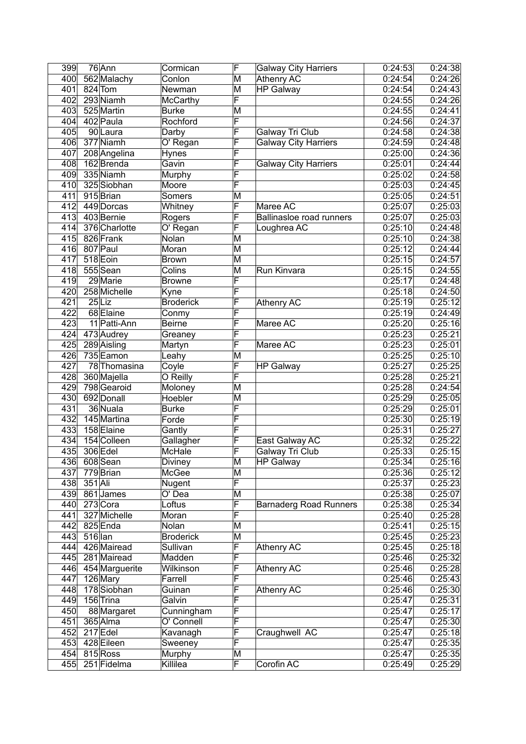| 399 | 76 | Ann | Cormican | F | Galway City Harriers | 0:24:53 | 0:24:38 |
|---|---|---|---|---|---|---|---|
| 400 | 562 | Malachy | Conlon | M | Athenry AC | 0:24:54 | 0:24:26 |
| 401 | 824 | Tom | Newman | M | HP Galway | 0:24:54 | 0:24:43 |
| 402 | 293 | Niamh | McCarthy | F | | 0:24:55 | 0:24:26 |
| 403 | 525 | Martin | Burke | M | | 0:24:55 | 0:24:41 |
| 404 | 402 | Paula | Rochford | F | | 0:24:56 | 0:24:37 |
| 405 | 90 | Laura | Darby | F | Galway Tri Club | 0:24:58 | 0:24:38 |
| 406 | 377 | Niamh | O' Regan | F | Galway City Harriers | 0:24:59 | 0:24:48 |
| 407 | 208 | Angelina | Hynes | F | | 0:25:00 | 0:24:36 |
| 408 | 162 | Brenda | Gavin | F | Galway City Harriers | 0:25:01 | 0:24:44 |
| 409 | 335 | Niamh | Murphy | F | | 0:25:02 | 0:24:58 |
| 410 | 325 | Siobhan | Moore | F | | 0:25:03 | 0:24:45 |
| 411 | 915 | Brian | Somers | M | | 0:25:05 | 0:24:51 |
| 412 | 449 | Dorcas | Whitney | F | Maree AC | 0:25:07 | 0:25:03 |
| 413 | 403 | Bernie | Rogers | F | Ballinasloe road runners | 0:25:07 | 0:25:03 |
| 414 | 376 | Charlotte | O' Regan | F | Loughrea AC | 0:25:10 | 0:24:48 |
| 415 | 826 | Frank | Nolan | M | | 0:25:10 | 0:24:38 |
| 416 | 807 | Paul | Moran | M | | 0:25:12 | 0:24:44 |
| 417 | 518 | Eoin | Brown | M | | 0:25:15 | 0:24:57 |
| 418 | 555 | Sean | Colins | M | Run Kinvara | 0:25:15 | 0:24:55 |
| 419 | 29 | Marie | Browne | F | | 0:25:17 | 0:24:48 |
| 420 | 258 | Michelle | Kyne | F | | 0:25:18 | 0:24:50 |
| 421 | 25 | Liz | Broderick | F | Athenry AC | 0:25:19 | 0:25:12 |
| 422 | 68 | Elaine | Conmy | F | | 0:25:19 | 0:24:49 |
| 423 | 11 | Patti-Ann | Beirne | F | Maree AC | 0:25:20 | 0:25:16 |
| 424 | 473 | Audrey | Greaney | F | | 0:25:23 | 0:25:21 |
| 425 | 289 | Aisling | Martyn | F | Maree AC | 0:25:23 | 0:25:01 |
| 426 | 735 | Eamon | Leahy | M | | 0:25:25 | 0:25:10 |
| 427 | 78 | Thomasina | Coyle | F | HP Galway | 0:25:27 | 0:25:25 |
| 428 | 360 | Majella | O Reilly | F | | 0:25:28 | 0:25:21 |
| 429 | 798 | Gearoid | Moloney | M | | 0:25:28 | 0:24:54 |
| 430 | 692 | Donall | Hoebler | M | | 0:25:29 | 0:25:05 |
| 431 | 36 | Nuala | Burke | F | | 0:25:29 | 0:25:01 |
| 432 | 145 | Martina | Forde | F | | 0:25:30 | 0:25:19 |
| 433 | 158 | Elaine | Gantly | F | | 0:25:31 | 0:25:27 |
| 434 | 154 | Colleen | Gallagher | F | East Galway AC | 0:25:32 | 0:25:22 |
| 435 | 306 | Edel | McHale | F | Galway Tri Club | 0:25:33 | 0:25:15 |
| 436 | 608 | Sean | Diviney | M | HP Galway | 0:25:34 | 0:25:16 |
| 437 | 779 | Brian | McGee | M | | 0:25:36 | 0:25:12 |
| 438 | 351 | Ali | Nugent | F | | 0:25:37 | 0:25:23 |
| 439 | 861 | James | O' Dea | M | | 0:25:38 | 0:25:07 |
| 440 | 273 | Cora | Loftus | F | Barnaderg Road Runners | 0:25:38 | 0:25:34 |
| 441 | 327 | Michelle | Moran | F | | 0:25:40 | 0:25:28 |
| 442 | 825 | Enda | Nolan | M | | 0:25:41 | 0:25:15 |
| 443 | 516 | Ian | Broderick | M | | 0:25:45 | 0:25:23 |
| 444 | 426 | Mairead | Sullivan | F | Athenry AC | 0:25:45 | 0:25:18 |
| 445 | 281 | Mairead | Madden | F | | 0:25:46 | 0:25:32 |
| 446 | 454 | Marguerite | Wilkinson | F | Athenry AC | 0:25:46 | 0:25:28 |
| 447 | 126 | Mary | Farrell | F | | 0:25:46 | 0:25:43 |
| 448 | 178 | Siobhan | Guinan | F | Athenry AC | 0:25:46 | 0:25:30 |
| 449 | 156 | Trina | Galvin | F | | 0:25:47 | 0:25:31 |
| 450 | 88 | Margaret | Cunningham | F | | 0:25:47 | 0:25:17 |
| 451 | 365 | Alma | O' Connell | F | | 0:25:47 | 0:25:30 |
| 452 | 217 | Edel | Kavanagh | F | Craughwell AC | 0:25:47 | 0:25:18 |
| 453 | 428 | Eileen | Sweeney | F | | 0:25:47 | 0:25:35 |
| 454 | 815 | Ross | Murphy | M | | 0:25:47 | 0:25:35 |
| 455 | 251 | Fidelma | Killilea | F | Corofin AC | 0:25:49 | 0:25:29 |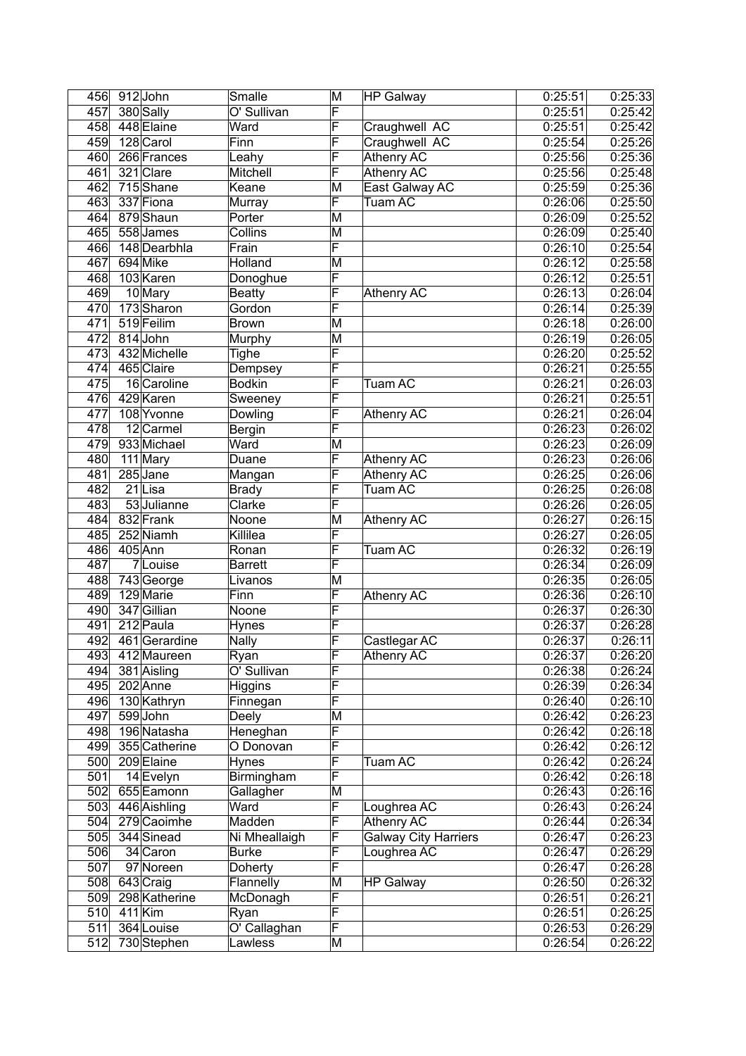| 456 | 912 | John | Smalle | M | HP Galway | 0:25:51 | 0:25:33 |
|---|---|---|---|---|---|---|---|
| 457 | 380 | Sally | O' Sullivan | F | | 0:25:51 | 0:25:42 |
| 458 | 448 | Elaine | Ward | F | Craughwell AC | 0:25:51 | 0:25:42 |
| 459 | 128 | Carol | Finn | F | Craughwell AC | 0:25:54 | 0:25:26 |
| 460 | 266 | Frances | Leahy | F | Athenry AC | 0:25:56 | 0:25:36 |
| 461 | 321 | Clare | Mitchell | F | Athenry AC | 0:25:56 | 0:25:48 |
| 462 | 715 | Shane | Keane | M | East Galway AC | 0:25:59 | 0:25:36 |
| 463 | 337 | Fiona | Murray | F | Tuam AC | 0:26:06 | 0:25:50 |
| 464 | 879 | Shaun | Porter | M | | 0:26:09 | 0:25:52 |
| 465 | 558 | James | Collins | M | | 0:26:09 | 0:25:40 |
| 466 | 148 | Dearbhla | Frain | F | | 0:26:10 | 0:25:54 |
| 467 | 694 | Mike | Holland | M | | 0:26:12 | 0:25:58 |
| 468 | 103 | Karen | Donoghue | F | | 0:26:12 | 0:25:51 |
| 469 | 10 | Mary | Beatty | F | Athenry AC | 0:26:13 | 0:26:04 |
| 470 | 173 | Sharon | Gordon | F | | 0:26:14 | 0:25:39 |
| 471 | 519 | Feilim | Brown | M | | 0:26:18 | 0:26:00 |
| 472 | 814 | John | Murphy | M | | 0:26:19 | 0:26:05 |
| 473 | 432 | Michelle | Tighe | F | | 0:26:20 | 0:25:52 |
| 474 | 465 | Claire | Dempsey | F | | 0:26:21 | 0:25:55 |
| 475 | 16 | Caroline | Bodkin | F | Tuam AC | 0:26:21 | 0:26:03 |
| 476 | 429 | Karen | Sweeney | F | | 0:26:21 | 0:25:51 |
| 477 | 108 | Yvonne | Dowling | F | Athenry AC | 0:26:21 | 0:26:04 |
| 478 | 12 | Carmel | Bergin | F | | 0:26:23 | 0:26:02 |
| 479 | 933 | Michael | Ward | M | | 0:26:23 | 0:26:09 |
| 480 | 111 | Mary | Duane | F | Athenry AC | 0:26:23 | 0:26:06 |
| 481 | 285 | Jane | Mangan | F | Athenry AC | 0:26:25 | 0:26:06 |
| 482 | 21 | Lisa | Brady | F | Tuam AC | 0:26:25 | 0:26:08 |
| 483 | 53 | Julianne | Clarke | F | | 0:26:26 | 0:26:05 |
| 484 | 832 | Frank | Noone | M | Athenry AC | 0:26:27 | 0:26:15 |
| 485 | 252 | Niamh | Killilea | F | | 0:26:27 | 0:26:05 |
| 486 | 405 | Ann | Ronan | F | Tuam AC | 0:26:32 | 0:26:19 |
| 487 | 7 | Louise | Barrett | F | | 0:26:34 | 0:26:09 |
| 488 | 743 | George | Livanos | M | | 0:26:35 | 0:26:05 |
| 489 | 129 | Marie | Finn | F | Athenry AC | 0:26:36 | 0:26:10 |
| 490 | 347 | Gillian | Noone | F | | 0:26:37 | 0:26:30 |
| 491 | 212 | Paula | Hynes | F | | 0:26:37 | 0:26:28 |
| 492 | 461 | Gerardine | Nally | F | Castlegar AC | 0:26:37 | 0:26:11 |
| 493 | 412 | Maureen | Ryan | F | Athenry AC | 0:26:37 | 0:26:20 |
| 494 | 381 | Aisling | O' Sullivan | F | | 0:26:38 | 0:26:24 |
| 495 | 202 | Anne | Higgins | F | | 0:26:39 | 0:26:34 |
| 496 | 130 | Kathryn | Finnegan | F | | 0:26:40 | 0:26:10 |
| 497 | 599 | John | Deely | M | | 0:26:42 | 0:26:23 |
| 498 | 196 | Natasha | Heneghan | F | | 0:26:42 | 0:26:18 |
| 499 | 355 | Catherine | O Donovan | F | | 0:26:42 | 0:26:12 |
| 500 | 209 | Elaine | Hynes | F | Tuam AC | 0:26:42 | 0:26:24 |
| 501 | 14 | Evelyn | Birmingham | F | | 0:26:42 | 0:26:18 |
| 502 | 655 | Eamonn | Gallagher | M | | 0:26:43 | 0:26:16 |
| 503 | 446 | Aishling | Ward | F | Loughrea AC | 0:26:43 | 0:26:24 |
| 504 | 279 | Caoimhe | Madden | F | Athenry AC | 0:26:44 | 0:26:34 |
| 505 | 344 | Sinead | Ni Mheallaigh | F | Galway City Harriers | 0:26:47 | 0:26:23 |
| 506 | 34 | Caron | Burke | F | Loughrea AC | 0:26:47 | 0:26:29 |
| 507 | 97 | Noreen | Doherty | F | | 0:26:47 | 0:26:28 |
| 508 | 643 | Craig | Flannelly | M | HP Galway | 0:26:50 | 0:26:32 |
| 509 | 298 | Katherine | McDonagh | F | | 0:26:51 | 0:26:21 |
| 510 | 411 | Kim | Ryan | F | | 0:26:51 | 0:26:25 |
| 511 | 364 | Louise | O' Callaghan | F | | 0:26:53 | 0:26:29 |
| 512 | 730 | Stephen | Lawless | M | | 0:26:54 | 0:26:22 |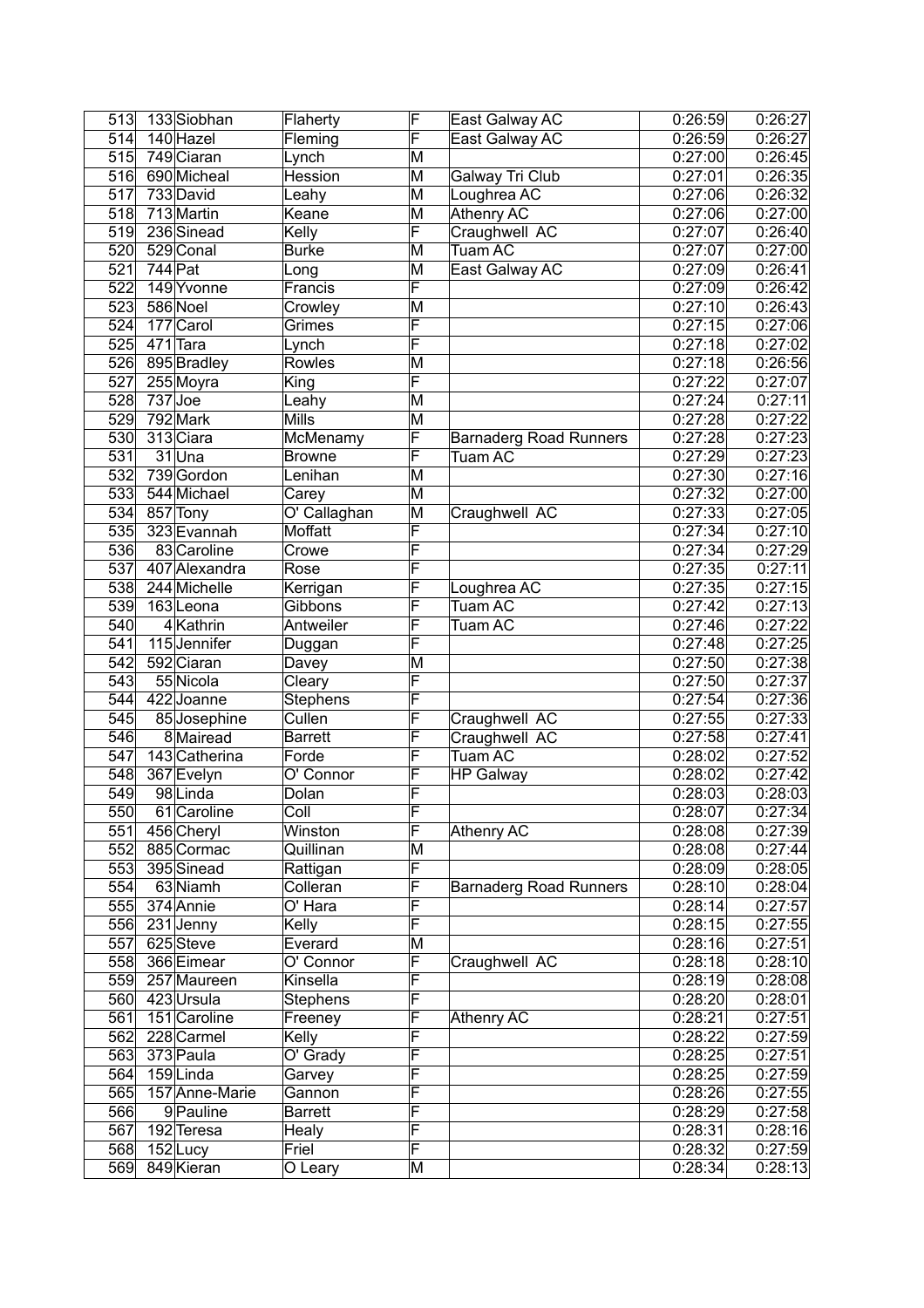| 513 | 133 | Siobhan | Flaherty | F | East Galway AC | 0:26:59 | 0:26:27 |
|---|---|---|---|---|---|---|---|
| 514 | 140 | Hazel | Fleming | F | East Galway AC | 0:26:59 | 0:26:27 |
| 515 | 749 | Ciaran | Lynch | M | | 0:27:00 | 0:26:45 |
| 516 | 690 | Micheal | Hession | M | Galway Tri Club | 0:27:01 | 0:26:35 |
| 517 | 733 | David | Leahy | M | Loughrea AC | 0:27:06 | 0:26:32 |
| 518 | 713 | Martin | Keane | M | Athenry AC | 0:27:06 | 0:27:00 |
| 519 | 236 | Sinead | Kelly | F | Craughwell AC | 0:27:07 | 0:26:40 |
| 520 | 529 | Conal | Burke | M | Tuam AC | 0:27:07 | 0:27:00 |
| 521 | 744 | Pat | Long | M | East Galway AC | 0:27:09 | 0:26:41 |
| 522 | 149 | Yvonne | Francis | F | | 0:27:09 | 0:26:42 |
| 523 | 586 | Noel | Crowley | M | | 0:27:10 | 0:26:43 |
| 524 | 177 | Carol | Grimes | F | | 0:27:15 | 0:27:06 |
| 525 | 471 | Tara | Lynch | F | | 0:27:18 | 0:27:02 |
| 526 | 895 | Bradley | Rowles | M | | 0:27:18 | 0:26:56 |
| 527 | 255 | Moyra | King | F | | 0:27:22 | 0:27:07 |
| 528 | 737 | Joe | Leahy | M | | 0:27:24 | 0:27:11 |
| 529 | 792 | Mark | Mills | M | | 0:27:28 | 0:27:22 |
| 530 | 313 | Ciara | McMenamy | F | Barnaderg Road Runners | 0:27:28 | 0:27:23 |
| 531 | 31 | Una | Browne | F | Tuam AC | 0:27:29 | 0:27:23 |
| 532 | 739 | Gordon | Lenihan | M | | 0:27:30 | 0:27:16 |
| 533 | 544 | Michael | Carey | M | | 0:27:32 | 0:27:00 |
| 534 | 857 | Tony | O' Callaghan | M | Craughwell AC | 0:27:33 | 0:27:05 |
| 535 | 323 | Evannah | Moffatt | F | | 0:27:34 | 0:27:10 |
| 536 | 83 | Caroline | Crowe | F | | 0:27:34 | 0:27:29 |
| 537 | 407 | Alexandra | Rose | F | | 0:27:35 | 0:27:11 |
| 538 | 244 | Michelle | Kerrigan | F | Loughrea AC | 0:27:35 | 0:27:15 |
| 539 | 163 | Leona | Gibbons | F | Tuam AC | 0:27:42 | 0:27:13 |
| 540 | 4 | Kathrin | Antweiler | F | Tuam AC | 0:27:46 | 0:27:22 |
| 541 | 115 | Jennifer | Duggan | F | | 0:27:48 | 0:27:25 |
| 542 | 592 | Ciaran | Davey | M | | 0:27:50 | 0:27:38 |
| 543 | 55 | Nicola | Cleary | F | | 0:27:50 | 0:27:37 |
| 544 | 422 | Joanne | Stephens | F | | 0:27:54 | 0:27:36 |
| 545 | 85 | Josephine | Cullen | F | Craughwell AC | 0:27:55 | 0:27:33 |
| 546 | 8 | Mairead | Barrett | F | Craughwell AC | 0:27:58 | 0:27:41 |
| 547 | 143 | Catherina | Forde | F | Tuam AC | 0:28:02 | 0:27:52 |
| 548 | 367 | Evelyn | O' Connor | F | HP Galway | 0:28:02 | 0:27:42 |
| 549 | 98 | Linda | Dolan | F | | 0:28:03 | 0:28:03 |
| 550 | 61 | Caroline | Coll | F | | 0:28:07 | 0:27:34 |
| 551 | 456 | Cheryl | Winston | F | Athenry AC | 0:28:08 | 0:27:39 |
| 552 | 885 | Cormac | Quillinan | M | | 0:28:08 | 0:27:44 |
| 553 | 395 | Sinead | Rattigan | F | | 0:28:09 | 0:28:05 |
| 554 | 63 | Niamh | Colleran | F | Barnaderg Road Runners | 0:28:10 | 0:28:04 |
| 555 | 374 | Annie | O' Hara | F | | 0:28:14 | 0:27:57 |
| 556 | 231 | Jenny | Kelly | F | | 0:28:15 | 0:27:55 |
| 557 | 625 | Steve | Everard | M | | 0:28:16 | 0:27:51 |
| 558 | 366 | Eimear | O' Connor | F | Craughwell AC | 0:28:18 | 0:28:10 |
| 559 | 257 | Maureen | Kinsella | F | | 0:28:19 | 0:28:08 |
| 560 | 423 | Ursula | Stephens | F | | 0:28:20 | 0:28:01 |
| 561 | 151 | Caroline | Freeney | F | Athenry AC | 0:28:21 | 0:27:51 |
| 562 | 228 | Carmel | Kelly | F | | 0:28:22 | 0:27:59 |
| 563 | 373 | Paula | O' Grady | F | | 0:28:25 | 0:27:51 |
| 564 | 159 | Linda | Garvey | F | | 0:28:25 | 0:27:59 |
| 565 | 157 | Anne-Marie | Gannon | F | | 0:28:26 | 0:27:55 |
| 566 | 9 | Pauline | Barrett | F | | 0:28:29 | 0:27:58 |
| 567 | 192 | Teresa | Healy | F | | 0:28:31 | 0:28:16 |
| 568 | 152 | Lucy | Friel | F | | 0:28:32 | 0:27:59 |
| 569 | 849 | Kieran | O Leary | M | | 0:28:34 | 0:28:13 |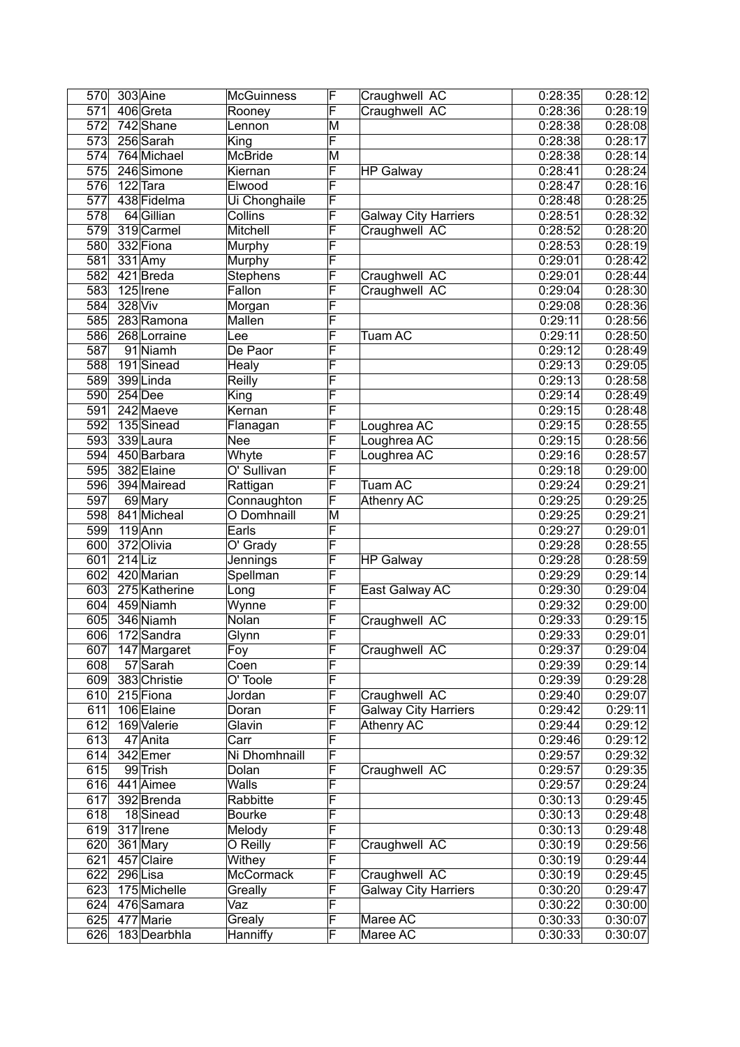| | | | | | | | |
|---|---|---|---|---|---|---|---|
| 570 | 303 | Aine | McGuinness | F | Craughwell AC | 0:28:35 | 0:28:12 |
| 571 | 406 | Greta | Rooney | F | Craughwell AC | 0:28:36 | 0:28:19 |
| 572 | 742 | Shane | Lennon | M | | 0:28:38 | 0:28:08 |
| 573 | 256 | Sarah | King | F | | 0:28:38 | 0:28:17 |
| 574 | 764 | Michael | McBride | M | | 0:28:38 | 0:28:14 |
| 575 | 246 | Simone | Kiernan | F | HP Galway | 0:28:41 | 0:28:24 |
| 576 | 122 | Tara | Elwood | F | | 0:28:47 | 0:28:16 |
| 577 | 438 | Fidelma | Ui Chonghaile | F | | 0:28:48 | 0:28:25 |
| 578 | 64 | Gillian | Collins | F | Galway City Harriers | 0:28:51 | 0:28:32 |
| 579 | 319 | Carmel | Mitchell | F | Craughwell AC | 0:28:52 | 0:28:20 |
| 580 | 332 | Fiona | Murphy | F | | 0:28:53 | 0:28:19 |
| 581 | 331 | Amy | Murphy | F | | 0:29:01 | 0:28:42 |
| 582 | 421 | Breda | Stephens | F | Craughwell AC | 0:29:01 | 0:28:44 |
| 583 | 125 | Irene | Fallon | F | Craughwell AC | 0:29:04 | 0:28:30 |
| 584 | 328 | Viv | Morgan | F | | 0:29:08 | 0:28:36 |
| 585 | 283 | Ramona | Mallen | F | | 0:29:11 | 0:28:56 |
| 586 | 268 | Lorraine | Lee | F | Tuam AC | 0:29:11 | 0:28:50 |
| 587 | 91 | Niamh | De Paor | F | | 0:29:12 | 0:28:49 |
| 588 | 191 | Sinead | Healy | F | | 0:29:13 | 0:29:05 |
| 589 | 399 | Linda | Reilly | F | | 0:29:13 | 0:28:58 |
| 590 | 254 | Dee | King | F | | 0:29:14 | 0:28:49 |
| 591 | 242 | Maeve | Kernan | F | | 0:29:15 | 0:28:48 |
| 592 | 135 | Sinead | Flanagan | F | Loughrea AC | 0:29:15 | 0:28:55 |
| 593 | 339 | Laura | Nee | F | Loughrea AC | 0:29:15 | 0:28:56 |
| 594 | 450 | Barbara | Whyte | F | Loughrea AC | 0:29:16 | 0:28:57 |
| 595 | 382 | Elaine | O' Sullivan | F | | 0:29:18 | 0:29:00 |
| 596 | 394 | Mairead | Rattigan | F | Tuam AC | 0:29:24 | 0:29:21 |
| 597 | 69 | Mary | Connaughton | F | Athenry AC | 0:29:25 | 0:29:25 |
| 598 | 841 | Micheal | O Domhnaill | M | | 0:29:25 | 0:29:21 |
| 599 | 119 | Ann | Earls | F | | 0:29:27 | 0:29:01 |
| 600 | 372 | Olivia | O' Grady | F | | 0:29:28 | 0:28:55 |
| 601 | 214 | Liz | Jennings | F | HP Galway | 0:29:28 | 0:28:59 |
| 602 | 420 | Marian | Spellman | F | | 0:29:29 | 0:29:14 |
| 603 | 275 | Katherine | Long | F | East Galway AC | 0:29:30 | 0:29:04 |
| 604 | 459 | Niamh | Wynne | F | | 0:29:32 | 0:29:00 |
| 605 | 346 | Niamh | Nolan | F | Craughwell AC | 0:29:33 | 0:29:15 |
| 606 | 172 | Sandra | Glynn | F | | 0:29:33 | 0:29:01 |
| 607 | 147 | Margaret | Foy | F | Craughwell AC | 0:29:37 | 0:29:04 |
| 608 | 57 | Sarah | Coen | F | | 0:29:39 | 0:29:14 |
| 609 | 383 | Christie | O' Toole | F | | 0:29:39 | 0:29:28 |
| 610 | 215 | Fiona | Jordan | F | Craughwell AC | 0:29:40 | 0:29:07 |
| 611 | 106 | Elaine | Doran | F | Galway City Harriers | 0:29:42 | 0:29:11 |
| 612 | 169 | Valerie | Glavin | F | Athenry AC | 0:29:44 | 0:29:12 |
| 613 | 47 | Anita | Carr | F | | 0:29:46 | 0:29:12 |
| 614 | 342 | Emer | Ni Dhomhnaill | F | | 0:29:57 | 0:29:32 |
| 615 | 99 | Trish | Dolan | F | Craughwell AC | 0:29:57 | 0:29:35 |
| 616 | 441 | Aimee | Walls | F | | 0:29:57 | 0:29:24 |
| 617 | 392 | Brenda | Rabbitte | F | | 0:30:13 | 0:29:45 |
| 618 | 18 | Sinead | Bourke | F | | 0:30:13 | 0:29:48 |
| 619 | 317 | Irene | Melody | F | | 0:30:13 | 0:29:48 |
| 620 | 361 | Mary | O Reilly | F | Craughwell AC | 0:30:19 | 0:29:56 |
| 621 | 457 | Claire | Withey | F | | 0:30:19 | 0:29:44 |
| 622 | 296 | Lisa | McCormack | F | Craughwell AC | 0:30:19 | 0:29:45 |
| 623 | 175 | Michelle | Greally | F | Galway City Harriers | 0:30:20 | 0:29:47 |
| 624 | 476 | Samara | Vaz | F | | 0:30:22 | 0:30:00 |
| 625 | 477 | Marie | Grealy | F | Maree AC | 0:30:33 | 0:30:07 |
| 626 | 183 | Dearbhla | Hanniffy | F | Maree AC | 0:30:33 | 0:30:07 |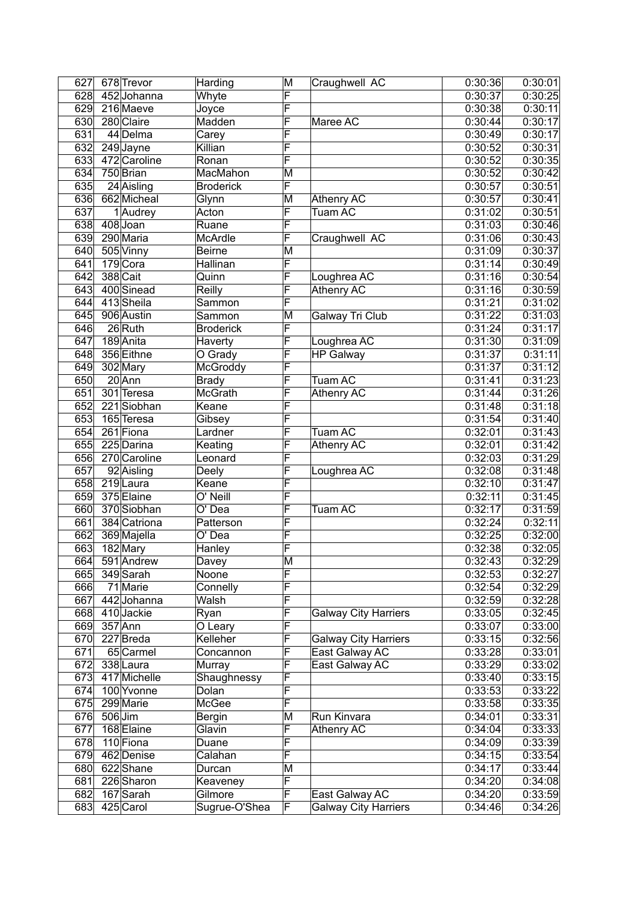| | | | | | | | |
|---|---|---|---|---|---|---|---|
| 627 | 678 | Trevor | Harding | M | Craughwell AC | 0:30:36 | 0:30:01 |
| 628 | 452 | Johanna | Whyte | F | | 0:30:37 | 0:30:25 |
| 629 | 216 | Maeve | Joyce | F | | 0:30:38 | 0:30:11 |
| 630 | 280 | Claire | Madden | F | Maree AC | 0:30:44 | 0:30:17 |
| 631 | 44 | Delma | Carey | F | | 0:30:49 | 0:30:17 |
| 632 | 249 | Jayne | Killian | F | | 0:30:52 | 0:30:31 |
| 633 | 472 | Caroline | Ronan | F | | 0:30:52 | 0:30:35 |
| 634 | 750 | Brian | MacMahon | M | | 0:30:52 | 0:30:42 |
| 635 | 24 | Aisling | Broderick | F | | 0:30:57 | 0:30:51 |
| 636 | 662 | Micheal | Glynn | M | Athenry AC | 0:30:57 | 0:30:41 |
| 637 | 1 | Audrey | Acton | F | Tuam AC | 0:31:02 | 0:30:51 |
| 638 | 408 | Joan | Ruane | F | | 0:31:03 | 0:30:46 |
| 639 | 290 | Maria | McArdle | F | Craughwell AC | 0:31:06 | 0:30:43 |
| 640 | 505 | Vinny | Beirne | M | | 0:31:09 | 0:30:37 |
| 641 | 179 | Cora | Hallinan | F | | 0:31:14 | 0:30:49 |
| 642 | 388 | Cait | Quinn | F | Loughrea AC | 0:31:16 | 0:30:54 |
| 643 | 400 | Sinead | Reilly | F | Athenry AC | 0:31:16 | 0:30:59 |
| 644 | 413 | Sheila | Sammon | F | | 0:31:21 | 0:31:02 |
| 645 | 906 | Austin | Sammon | M | Galway Tri Club | 0:31:22 | 0:31:03 |
| 646 | 26 | Ruth | Broderick | F | | 0:31:24 | 0:31:17 |
| 647 | 189 | Anita | Haverty | F | Loughrea AC | 0:31:30 | 0:31:09 |
| 648 | 356 | Eithne | O Grady | F | HP Galway | 0:31:37 | 0:31:11 |
| 649 | 302 | Mary | McGroddy | F | | 0:31:37 | 0:31:12 |
| 650 | 20 | Ann | Brady | F | Tuam AC | 0:31:41 | 0:31:23 |
| 651 | 301 | Teresa | McGrath | F | Athenry AC | 0:31:44 | 0:31:26 |
| 652 | 221 | Siobhan | Keane | F | | 0:31:48 | 0:31:18 |
| 653 | 165 | Teresa | Gibsey | F | | 0:31:54 | 0:31:40 |
| 654 | 261 | Fiona | Lardner | F | Tuam AC | 0:32:01 | 0:31:43 |
| 655 | 225 | Darina | Keating | F | Athenry AC | 0:32:01 | 0:31:42 |
| 656 | 270 | Caroline | Leonard | F | | 0:32:03 | 0:31:29 |
| 657 | 92 | Aisling | Deely | F | Loughrea AC | 0:32:08 | 0:31:48 |
| 658 | 219 | Laura | Keane | F | | 0:32:10 | 0:31:47 |
| 659 | 375 | Elaine | O' Neill | F | | 0:32:11 | 0:31:45 |
| 660 | 370 | Siobhan | O' Dea | F | Tuam AC | 0:32:17 | 0:31:59 |
| 661 | 384 | Catriona | Patterson | F | | 0:32:24 | 0:32:11 |
| 662 | 369 | Majella | O' Dea | F | | 0:32:25 | 0:32:00 |
| 663 | 182 | Mary | Hanley | F | | 0:32:38 | 0:32:05 |
| 664 | 591 | Andrew | Davey | M | | 0:32:43 | 0:32:29 |
| 665 | 349 | Sarah | Noone | F | | 0:32:53 | 0:32:27 |
| 666 | 71 | Marie | Connelly | F | | 0:32:54 | 0:32:29 |
| 667 | 442 | Johanna | Walsh | F | | 0:32:59 | 0:32:28 |
| 668 | 410 | Jackie | Ryan | F | Galway City Harriers | 0:33:05 | 0:32:45 |
| 669 | 357 | Ann | O Leary | F | | 0:33:07 | 0:33:00 |
| 670 | 227 | Breda | Kelleher | F | Galway City Harriers | 0:33:15 | 0:32:56 |
| 671 | 65 | Carmel | Concannon | F | East Galway AC | 0:33:28 | 0:33:01 |
| 672 | 338 | Laura | Murray | F | East Galway AC | 0:33:29 | 0:33:02 |
| 673 | 417 | Michelle | Shaughnessy | F | | 0:33:40 | 0:33:15 |
| 674 | 100 | Yvonne | Dolan | F | | 0:33:53 | 0:33:22 |
| 675 | 299 | Marie | McGee | F | | 0:33:58 | 0:33:35 |
| 676 | 506 | Jim | Bergin | M | Run Kinvara | 0:34:01 | 0:33:31 |
| 677 | 168 | Elaine | Glavin | F | Athenry AC | 0:34:04 | 0:33:33 |
| 678 | 110 | Fiona | Duane | F | | 0:34:09 | 0:33:39 |
| 679 | 462 | Denise | Calahan | F | | 0:34:15 | 0:33:54 |
| 680 | 622 | Shane | Durcan | M | | 0:34:17 | 0:33:44 |
| 681 | 226 | Sharon | Keaveney | F | | 0:34:20 | 0:34:08 |
| 682 | 167 | Sarah | Gilmore | F | East Galway AC | 0:34:20 | 0:33:59 |
| 683 | 425 | Carol | Sugrue-O'Shea | F | Galway City Harriers | 0:34:46 | 0:34:26 |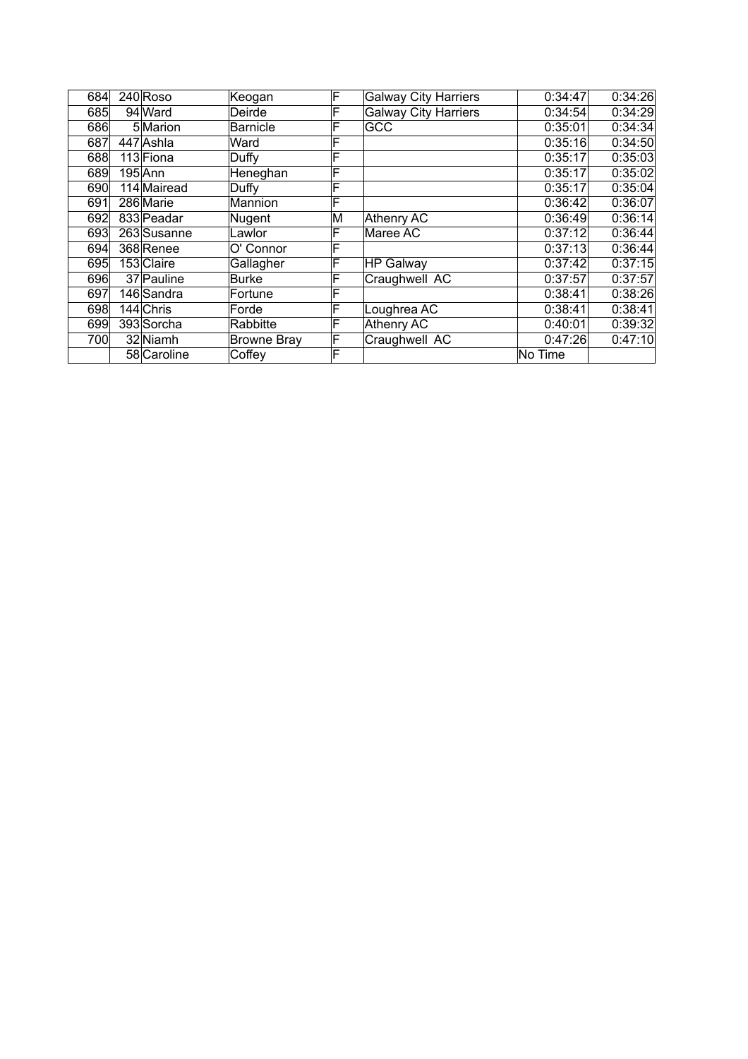| | | | | | | | |
|---|---|---|---|---|---|---|---|
| 684 | 240 | Roso | Keogan | F | Galway City Harriers | 0:34:47 | 0:34:26 |
| 685 | 94 | Ward | Deirde | F | Galway City Harriers | 0:34:54 | 0:34:29 |
| 686 | 5 | Marion | Barnicle | F | GCC | 0:35:01 | 0:34:34 |
| 687 | 447 | Ashla | Ward | F | | 0:35:16 | 0:34:50 |
| 688 | 113 | Fiona | Duffy | F | | 0:35:17 | 0:35:03 |
| 689 | 195 | Ann | Heneghan | F | | 0:35:17 | 0:35:02 |
| 690 | 114 | Mairead | Duffy | F | | 0:35:17 | 0:35:04 |
| 691 | 286 | Marie | Mannion | F | | 0:36:42 | 0:36:07 |
| 692 | 833 | Peadar | Nugent | M | Athenry AC | 0:36:49 | 0:36:14 |
| 693 | 263 | Susanne | Lawlor | F | Maree AC | 0:37:12 | 0:36:44 |
| 694 | 368 | Renee | O' Connor | F | | 0:37:13 | 0:36:44 |
| 695 | 153 | Claire | Gallagher | F | HP Galway | 0:37:42 | 0:37:15 |
| 696 | 37 | Pauline | Burke | F | Craughwell AC | 0:37:57 | 0:37:57 |
| 697 | 146 | Sandra | Fortune | F | | 0:38:41 | 0:38:26 |
| 698 | 144 | Chris | Forde | F | Loughrea AC | 0:38:41 | 0:38:41 |
| 699 | 393 | Sorcha | Rabbitte | F | Athenry AC | 0:40:01 | 0:39:32 |
| 700 | 32 | Niamh | Browne Bray | F | Craughwell AC | 0:47:26 | 0:47:10 |
| | 58 | Caroline | Coffey | F | | No Time | |